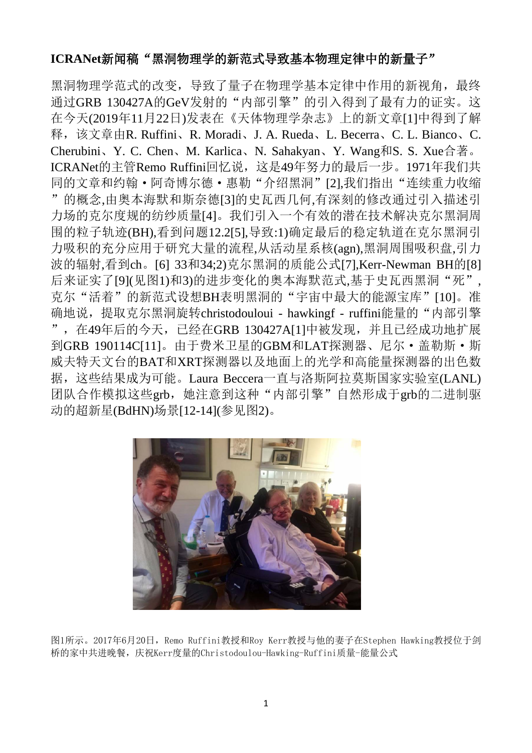**ICRANet新闻稿"黑洞物理学的新范式导致基本物理定律中的新量子"**

黑洞物理学范式的改变，导致了量子在物理学基本定律中作用的新视角，最终通过GRB 130427A的GeV发射的"内部引擎"的引入得到了最有力的证实。这在今天(2019年11月22日)发表在《天体物理学杂志》上的新文章[1]中得到了解释，该文章由R. Ruffini、R. Moradi、J. A. Rueda、L. Becerra、C. L. Bianco、C. Cherubini、Y. C. Chen、M. Karlica、N. Sahakyan、Y. Wang和S. S. Xue合著。ICRANet的主管Remo Ruffini回忆说，这是49年努力的最后一步。1971年我们共同的文章和约翰·阿奇博尔德·惠勒"介绍黑洞"[2],我们指出"连续重力收缩"的概念,由奥本海默和斯奈德[3]的史瓦西几何,有深刻的修改通过引入描述引力场的克尔度规的纺纱质量[4]。我们引入一个有效的潜在技术解决克尔黑洞周围的粒子轨迹(BH),看到问题12.2[5],导致:1)确定最后的稳定轨道在克尔黑洞引力吸积的充分应用于研究大量的流程,从活动星系核(agn),黑洞周围吸积盘,引力波的辐射,看到ch。[6] 33和34;2)克尔黑洞的质能公式[7],Kerr-Newman BH的[8]后来证实了[9](见图1)和3)的进步变化的奥本海默范式,基于史瓦西黑洞"死",克尔"活着"的新范式设想BH表明黑洞的"宇宙中最大的能源宝库"[10]。准确地说，提取克尔黑洞旋转christodouloui - hawkingf - ruffini能量的"内部引擎"，在49年后的今天，已经在GRB 130427A[1]中被发现，并且已经成功地扩展到GRB 190114C[11]。由于费米卫星的GBM和LAT探测器、尼尔·盖勒斯·斯威夫特天文台的BAT和XRT探测器以及地面上的光学和高能量探测器的出色数据，这些结果成为可能。Laura Beccera一直与洛斯阿拉莫斯国家实验室(LANL)团队合作模拟这些grb，她注意到这种"内部引擎"自然形成于grb的二进制驱动的超新星(BdHN)场景[12-14](参见图2)。

图1所示。2017年6月20日，Remo Ruffini教授和Roy Kerr教授与他的妻子在Stephen Hawking教授位于剑桥的家中共进晚餐，庆祝Kerr度量的Christodoulou-Hawking-Ruffini质量-能量公式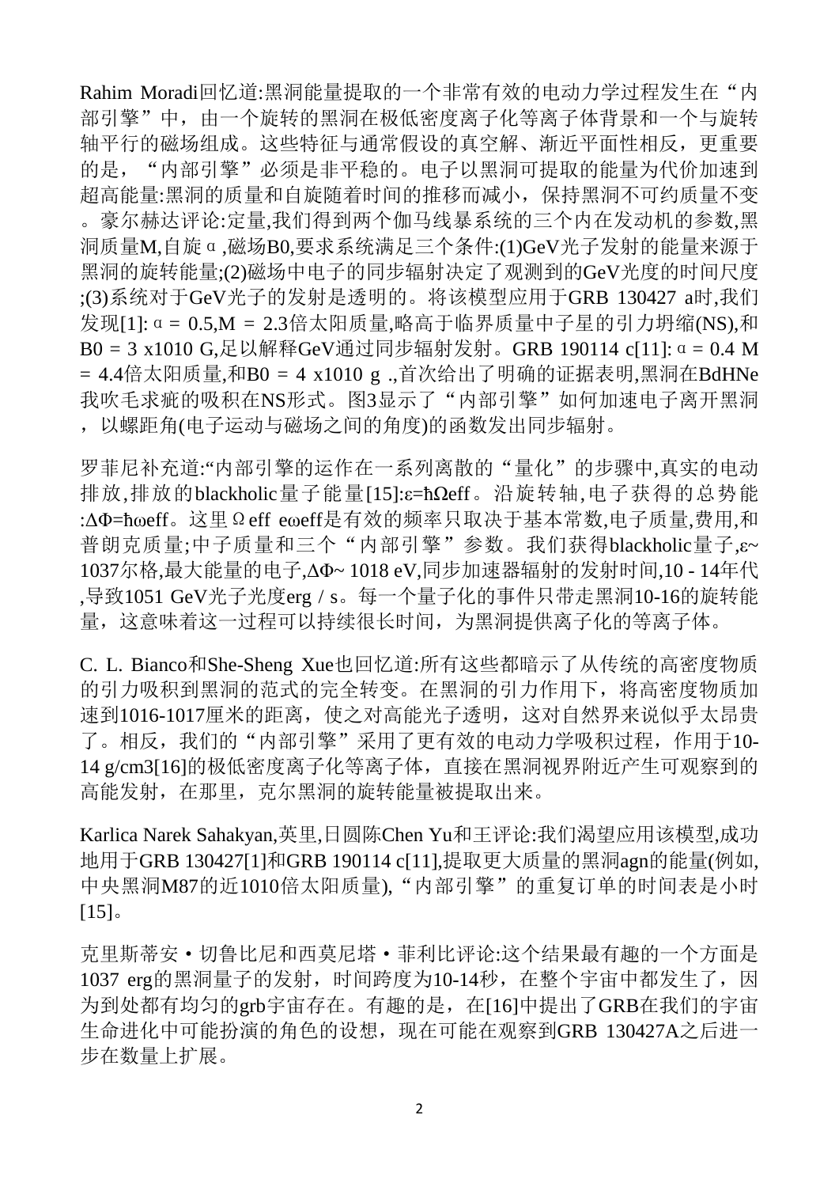Rahim Moradi回忆道:黑洞能量提取的一个非常有效的电动力学过程发生在“内部引擎”中，由一个旋转的黑洞在极低密度离子化等离子体背景和一个与旋转轴平行的磁场组成。这些特征与通常假设的真空解、渐近平面性相反，更重要的是，“内部引擎”必须是非平稳的。电子以黑洞可提取的能量为代价加速到超高能量:黑洞的质量和自旋随着时间的推移而减小，保持黑洞不可约质量不变。豪尔赫达评论:定量,我们得到两个伽马线暴系统的三个内在发动机的参数,黑洞质量M,自旋α,磁场B0,要求系统满足三个条件:(1)GeV光子发射的能量来源于黑洞的旋转能量;(2)磁场中电子的同步辐射决定了观测到的GeV光度的时间尺度;(3)系统对于GeV光子的发射是透明的。将该模型应用于GRB 130427 a时,我们发现[1]: α = 0.5,M = 2.3倍太阳质量,略高于临界质量中子星的引力坍缩(NS),和B0 = 3 x1010 G,足以解释GeV通过同步辐射发射。GRB 190114 c[11]: α = 0.4 M = 4.4倍太阳质量,和B0 = 4 x1010 g .,首次给出了明确的证据表明,黑洞在BdHNe我吹毛求疵的吸积在NS形式。图3显示了“内部引擎”如何加速电子离开黑洞，以螺距角(电子运动与磁场之间的角度)的函数发出同步辐射。

罗菲尼补充道:“内部引擎的运作在一系列离散的“量化”的步骤中,真实的电动排放,排放的blackholic量子能量[15]:ε=ħΩeff。沿旋转轴,电子获得的总势能:ΔΦ=ħωeff。这里Ωeff eωeff是有效的频率只取决于基本常数,电子质量,费用,和普朗克质量;中子质量和三个“内部引擎”参数。我们获得blackholic量子,ε~ 1037尔格,最大能量的电子,ΔΦ~ 1018 eV,同步加速器辐射的发射时间,10 - 14年代,导致1051 GeV光子光度erg / s。每一个量子化的事件只带走黑洞10-16的旋转能量，这意味着这一过程可以持续很长时间，为黑洞提供离子化的等离子体。

C. L. Bianco和She-Sheng Xue也回忆道:所有这些都暗示了从传统的高密度物质的引力吸积到黑洞的范式的完全转变。在黑洞的引力作用下，将高密度物质加速到1016-1017厘米的距离，使之对高能光子透明，这对自然界来说似乎太昂贵了。相反，我们的“内部引擎”采用了更有效的电动力学吸积过程，作用于10-14 g/cm3[16]的极低密度离子化等离子体，直接在黑洞视界附近产生可观察到的高能发射，在那里，克尔黑洞的旋转能量被提取出来。

Karlica Narek Sahakyan,英里,日圆陈Chen Yu和王评论:我们渴望应用该模型,成功地用于GRB 130427[1]和GRB 190114 c[11],提取更大质量的黑洞agn的能量(例如,中央黑洞M87的近1010倍太阳质量),“内部引擎”的重复订单的时间表是小时[15]。

克里斯蒂安·切鲁比尼和西莫尼塔·菲利比评论:这个结果最有趣的一个方面是1037 erg的黑洞量子的发射，时间跨度为10-14秒，在整个宇宙中都发生了，因为到处都有均匀的grb宇宙存在。有趣的是，在[16]中提出了GRB在我们的宇宙生命进化中可能扮演的角色的设想，现在可能在观察到GRB 130427A之后进一步在数量上扩展。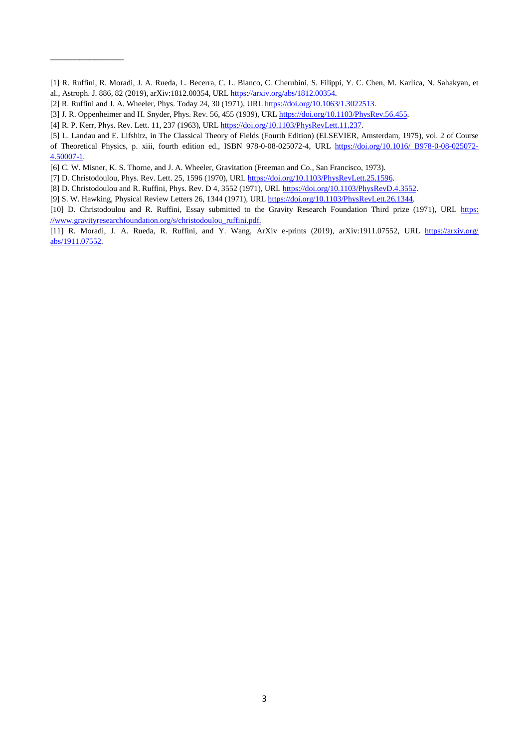---

[1] R. Ruffini, R. Moradi, J. A. Rueda, L. Becerra, C. L. Bianco, C. Cherubini, S. Filippi, Y. C. Chen, M. Karlica, N. Sahakyan, et al., Astroph. J. 886, 82 (2019), arXiv:1812.00354, URL https://arxiv.org/abs/1812.00354.

[2] R. Ruffini and J. A. Wheeler, Phys. Today 24, 30 (1971), URL https://doi.org/10.1063/1.3022513.

[3] J. R. Oppenheimer and H. Snyder, Phys. Rev. 56, 455 (1939), URL https://doi.org/10.1103/PhysRev.56.455.

[4] R. P. Kerr, Phys. Rev. Lett. 11, 237 (1963), URL https://doi.org/10.1103/PhysRevLett.11.237.

[5] L. Landau and E. Lifshitz, in The Classical Theory of Fields (Fourth Edition) (ELSEVIER, Amsterdam, 1975), vol. 2 of Course of Theoretical Physics, p. xiii, fourth edition ed., ISBN 978-0-08-025072-4, URL https://doi.org/10.1016/ B978-0-08-025072-4.50007-1.

[6] C. W. Misner, K. S. Thorne, and J. A. Wheeler, Gravitation (Freeman and Co., San Francisco, 1973).

[7] D. Christodoulou, Phys. Rev. Lett. 25, 1596 (1970), URL https://doi.org/10.1103/PhysRevLett.25.1596.

[8] D. Christodoulou and R. Ruffini, Phys. Rev. D 4, 3552 (1971), URL https://doi.org/10.1103/PhysRevD.4.3552.

[9] S. W. Hawking, Physical Review Letters 26, 1344 (1971), URL https://doi.org/10.1103/PhysRevLett.26.1344.

[10] D. Christodoulou and R. Ruffini, Essay submitted to the Gravity Research Foundation Third prize (1971), URL https://www.gravityresearchfoundation.org/s/christodoulou_ruffini.pdf.

[11] R. Moradi, J. A. Rueda, R. Ruffini, and Y. Wang, ArXiv e-prints (2019), arXiv:1911.07552, URL https://arxiv.org/abs/1911.07552.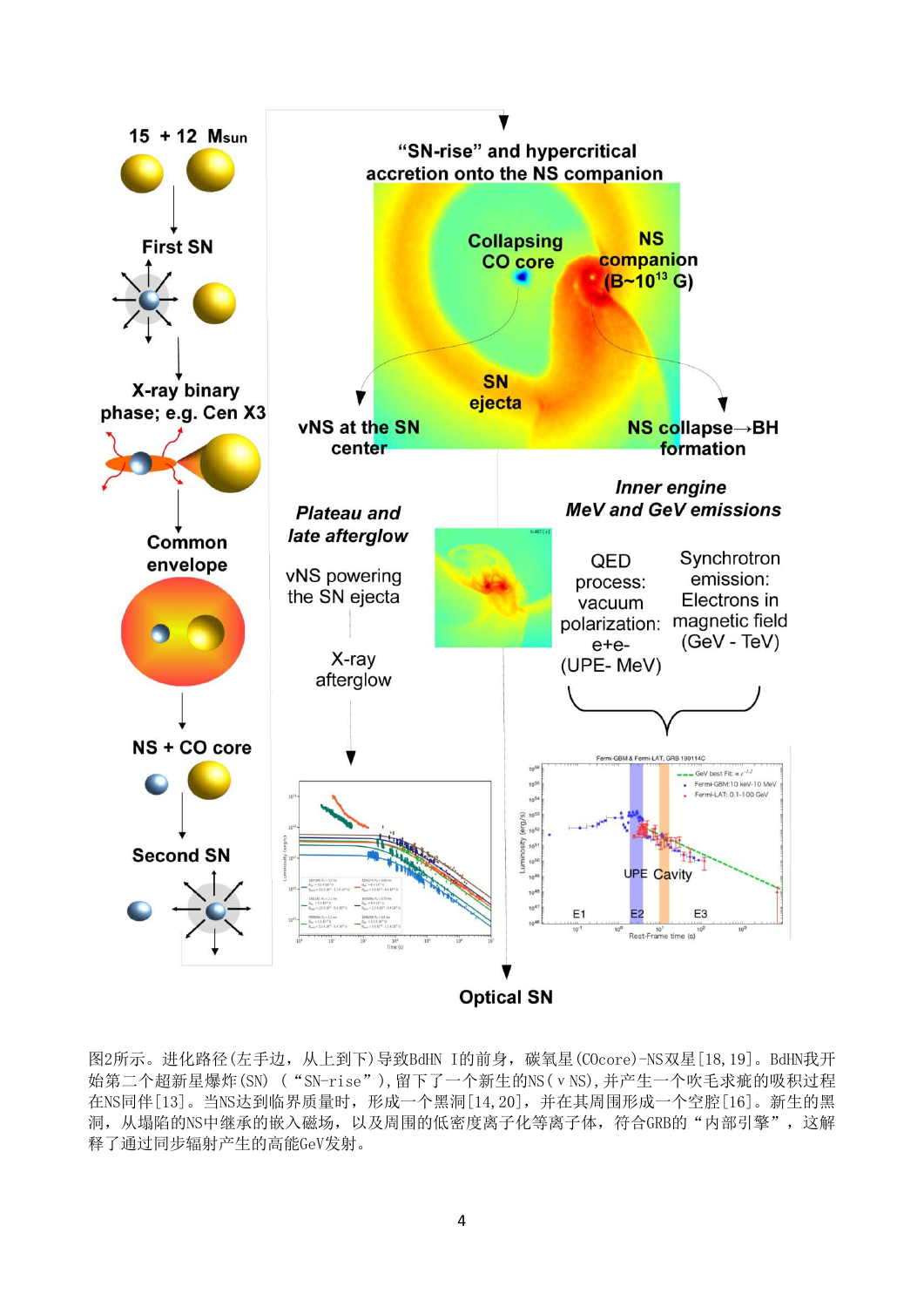图2所示。进化路径(左手边，从上到下)导致BdHN I的前身，碳氧星(COcore)-NS双星[18,19]。BdHN我开始第二个超新星爆炸(SN)（“SN-rise”),留下了一个新生的NS(νNS),并产生一个吹毛求疵的吸积过程在NS同伴[13]。当NS达到临界质量时，形成一个黑洞[14,20]，并在其周围形成一个空腔[16]。新生的黑洞，从塌陷的NS中继承的嵌入磁场，以及周围的低密度离子化等离子体，符合GRB的“内部引擎”，这解释了通过同步辐射产生的高能GeV发射。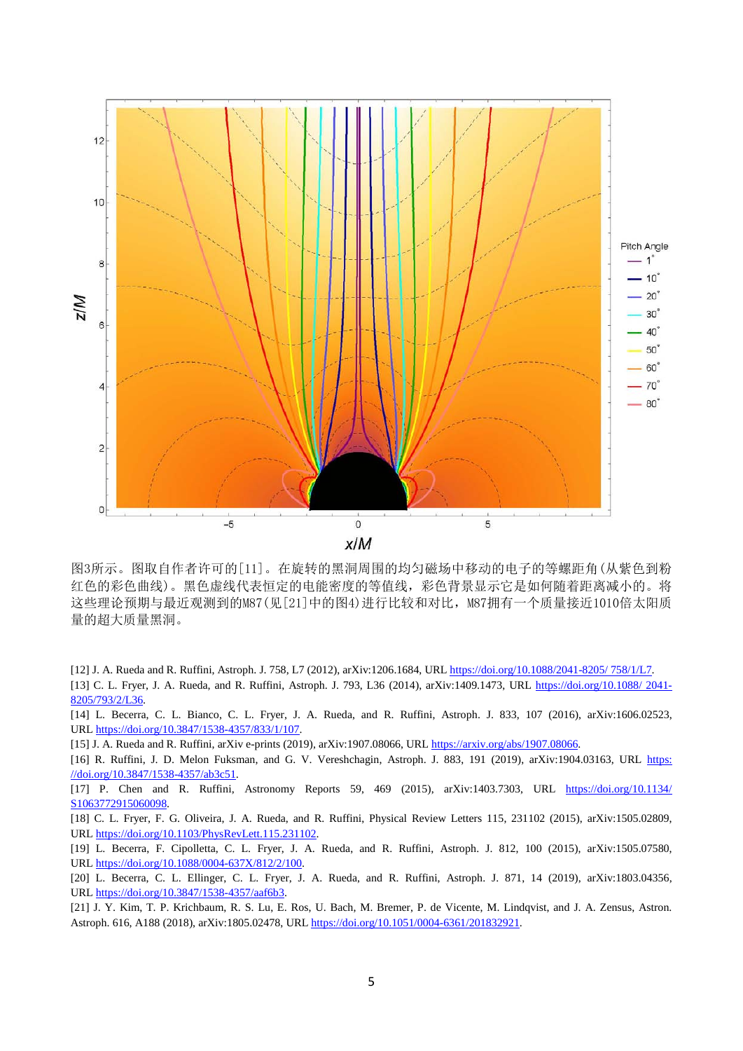Pitch Angle
1°
10°
20°
30°
40°
50°
60°
70°
80°

z/M

12
10
8
6
4
2
0

-5
0
5

x/M

图3所示。图取自作者许可的[11]。在旋转的黑洞周围的均匀磁场中移动的电子的等螺距角(从紫色到粉红色的彩色曲线)。黑色虚线代表恒定的电能密度的等值线，彩色背景显示它是如何随着距离减小的。将这些理论预期与最近观测到的M87(见[21]中的图4)进行比较和对比，M87拥有一个质量接近1010倍太阳质量的超大质量黑洞。

[12] J. A. Rueda and R. Ruffini, Astroph. J. 758, L7 (2012), arXiv:1206.1684, URL https://doi.org/10.1088/2041-8205/ 758/1/L7.

[13] C. L. Fryer, J. A. Rueda, and R. Ruffini, Astroph. J. 793, L36 (2014), arXiv:1409.1473, URL https://doi.org/10.1088/ 2041-8205/793/2/L36.

[14] L. Becerra, C. L. Bianco, C. L. Fryer, J. A. Rueda, and R. Ruffini, Astroph. J. 833, 107 (2016), arXiv:1606.02523, URL https://doi.org/10.3847/1538-4357/833/1/107.

[15] J. A. Rueda and R. Ruffini, arXiv e-prints (2019), arXiv:1907.08066, URL https://arxiv.org/abs/1907.08066.

[16] R. Ruffini, J. D. Melon Fuksman, and G. V. Vereshchagin, Astroph. J. 883, 191 (2019), arXiv:1904.03163, URL https://doi.org/10.3847/1538-4357/ab3c51.

[17] P. Chen and R. Ruffini, Astronomy Reports 59, 469 (2015), arXiv:1403.7303, URL https://doi.org/10.1134/S1063772915060098.

[18] C. L. Fryer, F. G. Oliveira, J. A. Rueda, and R. Ruffini, Physical Review Letters 115, 231102 (2015), arXiv:1505.02809, URL https://doi.org/10.1103/PhysRevLett.115.231102.

[19] L. Becerra, F. Cipolletta, C. L. Fryer, J. A. Rueda, and R. Ruffini, Astroph. J. 812, 100 (2015), arXiv:1505.07580, URL https://doi.org/10.1088/0004-637X/812/2/100.

[20] L. Becerra, C. L. Ellinger, C. L. Fryer, J. A. Rueda, and R. Ruffini, Astroph. J. 871, 14 (2019), arXiv:1803.04356, URL https://doi.org/10.3847/1538-4357/aaf6b3.

[21] J. Y. Kim, T. P. Krichbaum, R. S. Lu, E. Ros, U. Bach, M. Bremer, P. de Vicente, M. Lindqvist, and J. A. Zensus, Astron. Astroph. 616, A188 (2018), arXiv:1805.02478, URL https://doi.org/10.1051/0004-6361/201832921.